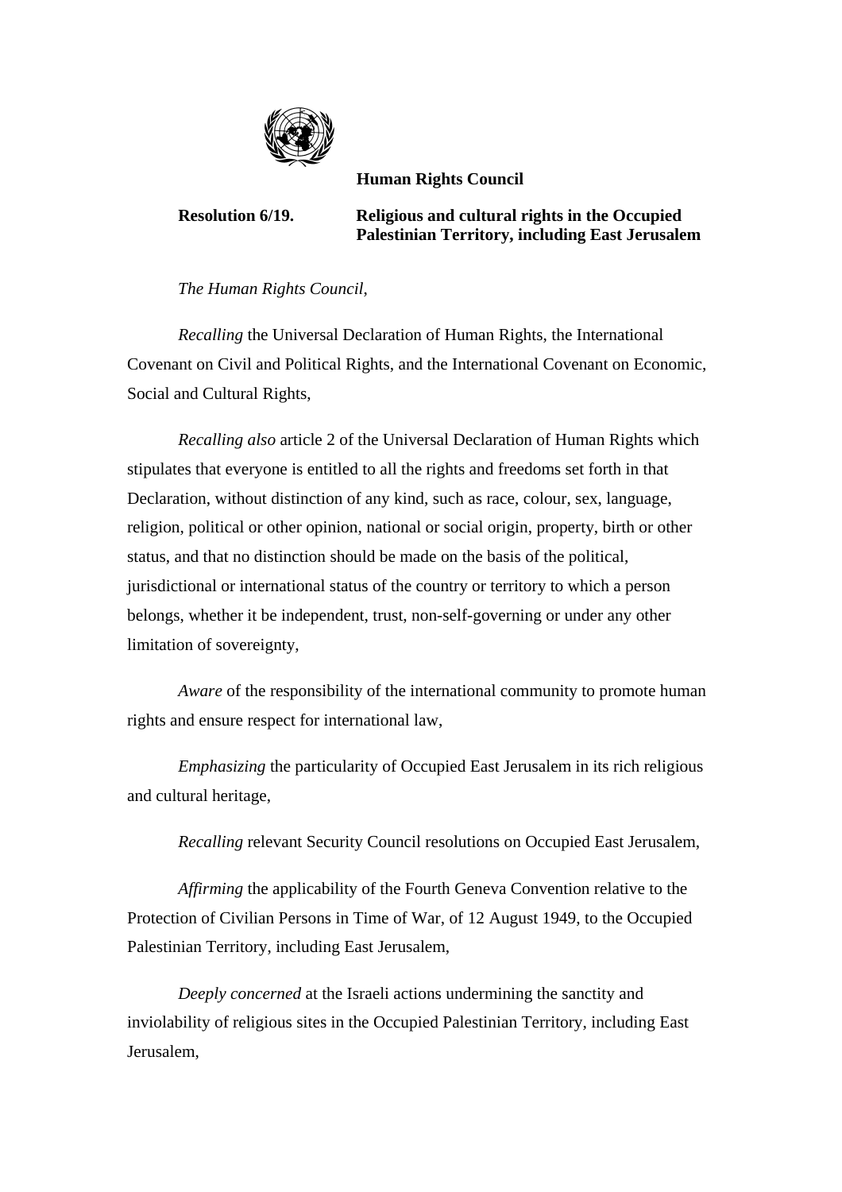**Human Rights Council**

**Resolution 6/19. Religious and cultural rights in the Occupied Palestinian Territory, including East Jerusalem**

*The Human Rights Council,*

*Recalling* the Universal Declaration of Human Rights, the International Covenant on Civil and Political Rights, and the International Covenant on Economic, Social and Cultural Rights,

*Recalling also* article 2 of the Universal Declaration of Human Rights which stipulates that everyone is entitled to all the rights and freedoms set forth in that Declaration, without distinction of any kind, such as race, colour, sex, language, religion, political or other opinion, national or social origin, property, birth or other status, and that no distinction should be made on the basis of the political, jurisdictional or international status of the country or territory to which a person belongs, whether it be independent, trust, non-self-governing or under any other limitation of sovereignty,

*Aware* of the responsibility of the international community to promote human rights and ensure respect for international law,

*Emphasizing* the particularity of Occupied East Jerusalem in its rich religious and cultural heritage,

*Recalling* relevant Security Council resolutions on Occupied East Jerusalem,

*Affirming* the applicability of the Fourth Geneva Convention relative to the Protection of Civilian Persons in Time of War, of 12 August 1949, to the Occupied Palestinian Territory, including East Jerusalem,

*Deeply concerned* at the Israeli actions undermining the sanctity and inviolability of religious sites in the Occupied Palestinian Territory, including East Jerusalem,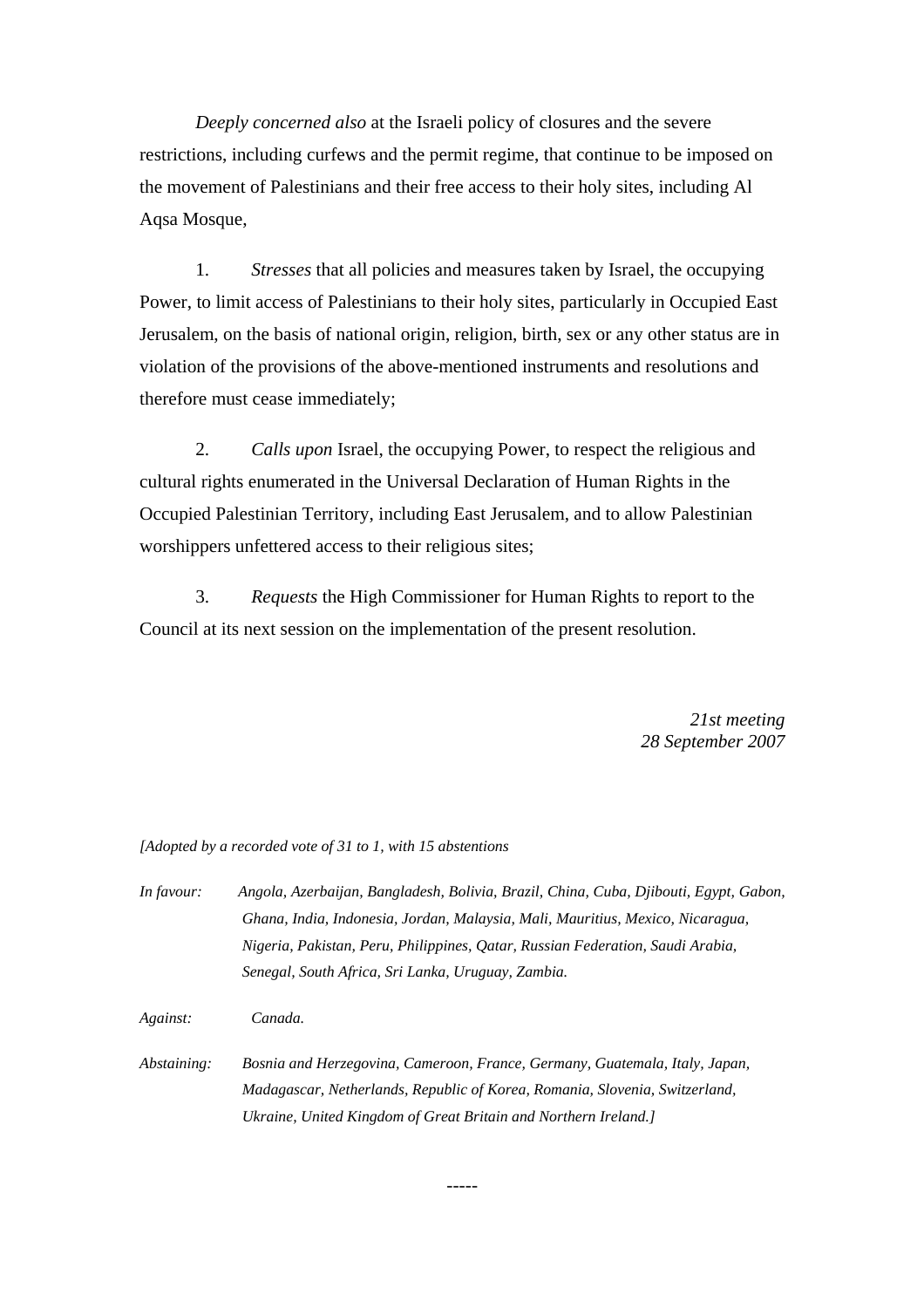*Deeply concerned also* at the Israeli policy of closures and the severe restrictions, including curfews and the permit regime, that continue to be imposed on the movement of Palestinians and their free access to their holy sites, including Al Aqsa Mosque,

1. *Stresses* that all policies and measures taken by Israel, the occupying Power, to limit access of Palestinians to their holy sites, particularly in Occupied East Jerusalem, on the basis of national origin, religion, birth, sex or any other status are in violation of the provisions of the above-mentioned instruments and resolutions and therefore must cease immediately;

2. *Calls upon* Israel, the occupying Power, to respect the religious and cultural rights enumerated in the Universal Declaration of Human Rights in the Occupied Palestinian Territory, including East Jerusalem, and to allow Palestinian worshippers unfettered access to their religious sites;

3. *Requests* the High Commissioner for Human Rights to report to the Council at its next session on the implementation of the present resolution.

*21st meeting*
*28 September 2007*

*[Adopted by a recorded vote of 31 to 1, with 15 abstentions*

*In favour:* *Angola, Azerbaijan, Bangladesh, Bolivia, Brazil, China, Cuba, Djibouti, Egypt, Gabon, Ghana, India, Indonesia, Jordan, Malaysia, Mali, Mauritius, Mexico, Nicaragua, Nigeria, Pakistan, Peru, Philippines, Qatar, Russian Federation, Saudi Arabia, Senegal, South Africa, Sri Lanka, Uruguay, Zambia.*

*Against:* *Canada.*

*Abstaining:* *Bosnia and Herzegovina, Cameroon, France, Germany, Guatemala, Italy, Japan, Madagascar, Netherlands, Republic of Korea, Romania, Slovenia, Switzerland, Ukraine, United Kingdom of Great Britain and Northern Ireland.]*

-----